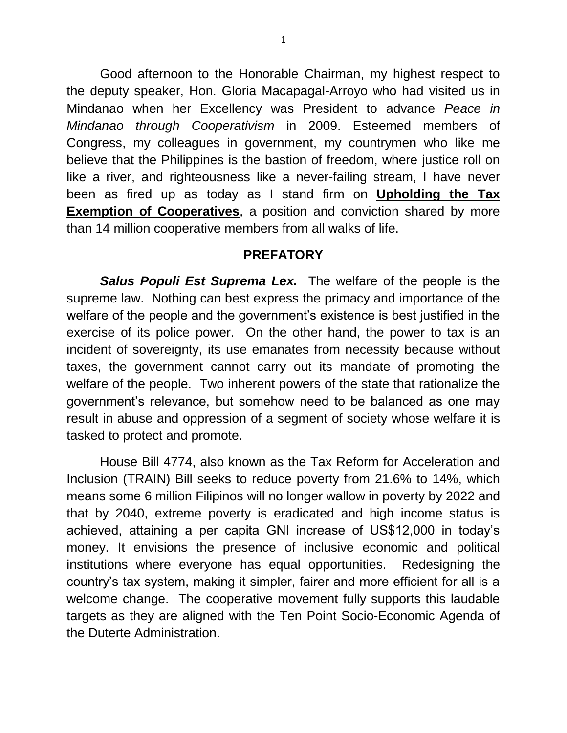Good afternoon to the Honorable Chairman, my highest respect to the deputy speaker, Hon. Gloria Macapagal-Arroyo who had visited us in Mindanao when her Excellency was President to advance *Peace in Mindanao through Cooperativism* in 2009. Esteemed members of Congress, my colleagues in government, my countrymen who like me believe that the Philippines is the bastion of freedom, where justice roll on like a river, and righteousness like a never-failing stream, I have never been as fired up as today as I stand firm on **<u>Upholding the Tax Exemption of Cooperatives</u>**, a position and conviction shared by more than 14 million cooperative members from all walks of life.

## PREFATORY

***Salus Populi Est Suprema Lex.*** The welfare of the people is the supreme law. Nothing can best express the primacy and importance of the welfare of the people and the government's existence is best justified in the exercise of its police power. On the other hand, the power to tax is an incident of sovereignty, its use emanates from necessity because without taxes, the government cannot carry out its mandate of promoting the welfare of the people. Two inherent powers of the state that rationalize the government's relevance, but somehow need to be balanced as one may result in abuse and oppression of a segment of society whose welfare it is tasked to protect and promote.

House Bill 4774, also known as the Tax Reform for Acceleration and Inclusion (TRAIN) Bill seeks to reduce poverty from 21.6% to 14%, which means some 6 million Filipinos will no longer wallow in poverty by 2022 and that by 2040, extreme poverty is eradicated and high income status is achieved, attaining a per capita GNI increase of US$12,000 in today's money. It envisions the presence of inclusive economic and political institutions where everyone has equal opportunities. Redesigning the country's tax system, making it simpler, fairer and more efficient for all is a welcome change. The cooperative movement fully supports this laudable targets as they are aligned with the Ten Point Socio-Economic Agenda of the Duterte Administration.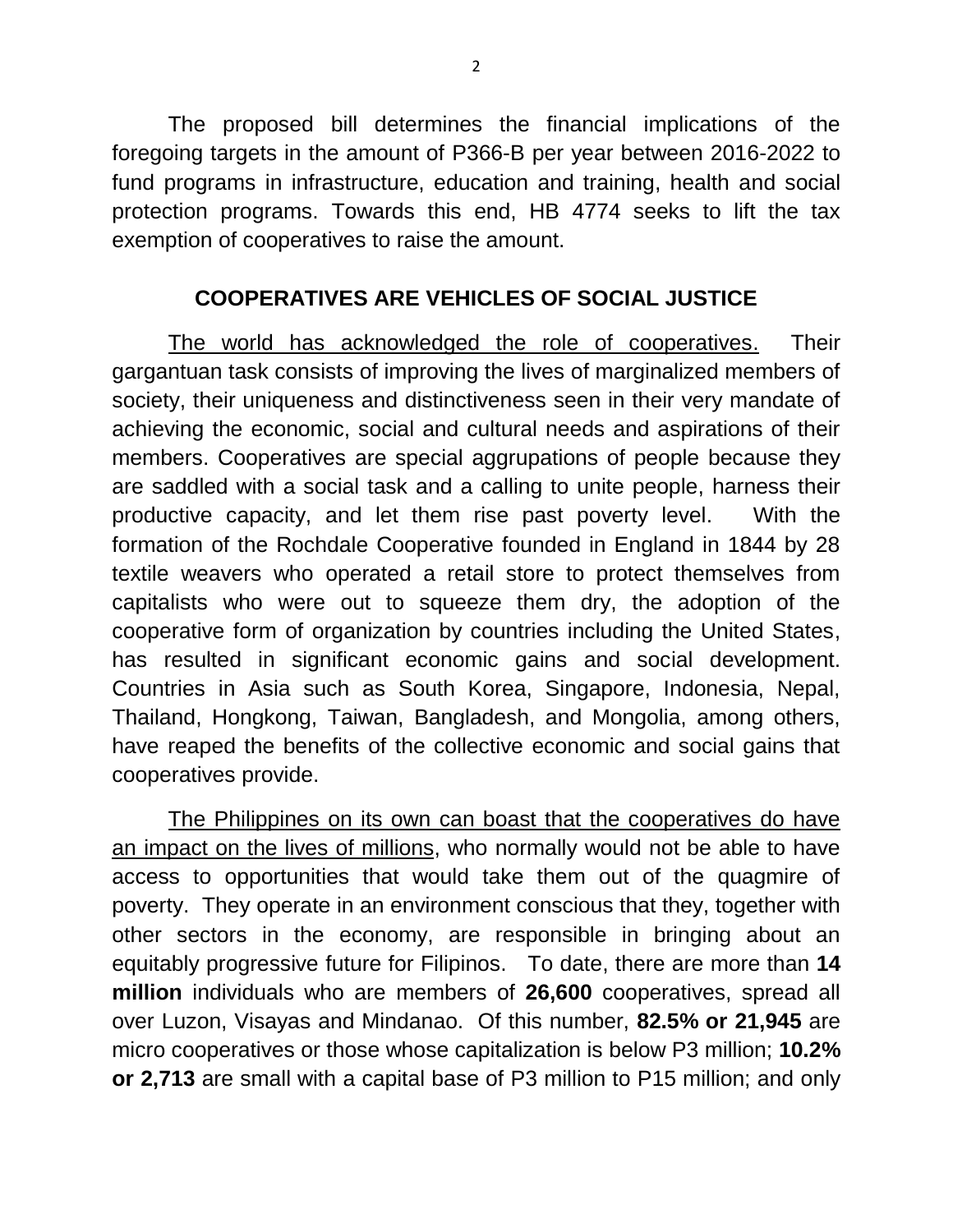The proposed bill determines the financial implications of the foregoing targets in the amount of P366-B per year between 2016-2022 to fund programs in infrastructure, education and training, health and social protection programs. Towards this end, HB 4774 seeks to lift the tax exemption of cooperatives to raise the amount.

## COOPERATIVES ARE VEHICLES OF SOCIAL JUSTICE

<u>The world has acknowledged the role of cooperatives.</u> Their gargantuan task consists of improving the lives of marginalized members of society, their uniqueness and distinctiveness seen in their very mandate of achieving the economic, social and cultural needs and aspirations of their members. Cooperatives are special aggrupations of people because they are saddled with a social task and a calling to unite people, harness their productive capacity, and let them rise past poverty level. With the formation of the Rochdale Cooperative founded in England in 1844 by 28 textile weavers who operated a retail store to protect themselves from capitalists who were out to squeeze them dry, the adoption of the cooperative form of organization by countries including the United States, has resulted in significant economic gains and social development. Countries in Asia such as South Korea, Singapore, Indonesia, Nepal, Thailand, Hongkong, Taiwan, Bangladesh, and Mongolia, among others, have reaped the benefits of the collective economic and social gains that cooperatives provide.

<u>The Philippines on its own can boast that the cooperatives do have an impact on the lives of millions</u>, who normally would not be able to have access to opportunities that would take them out of the quagmire of poverty. They operate in an environment conscious that they, together with other sectors in the economy, are responsible in bringing about an equitably progressive future for Filipinos. To date, there are more than **14 million** individuals who are members of **26,600** cooperatives, spread all over Luzon, Visayas and Mindanao. Of this number, **82.5% or 21,945** are micro cooperatives or those whose capitalization is below P3 million; **10.2% or 2,713** are small with a capital base of P3 million to P15 million; and only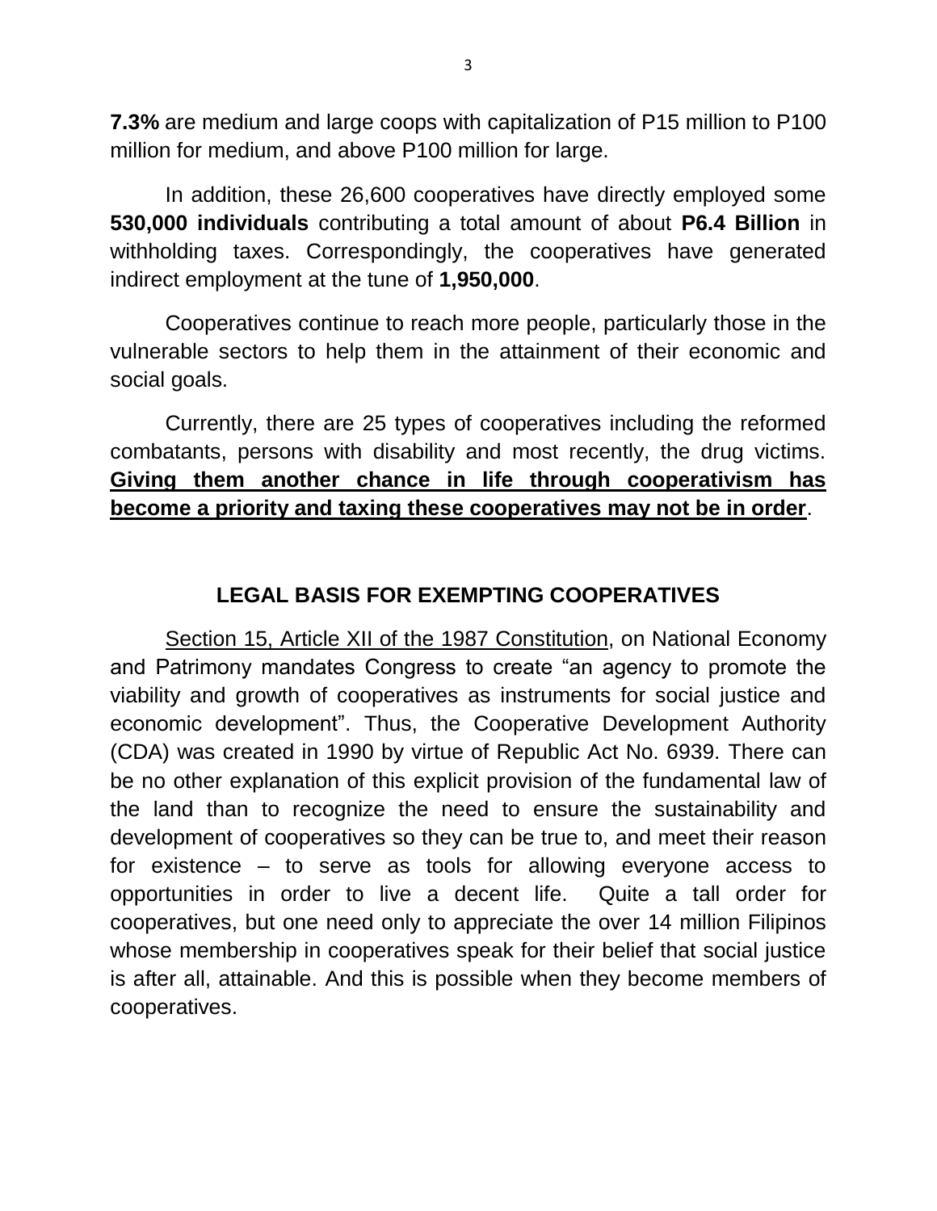**7.3%** are medium and large coops with capitalization of P15 million to P100 million for medium, and above P100 million for large.

In addition, these 26,600 cooperatives have directly employed some **530,000 individuals** contributing a total amount of about **P6.4 Billion** in withholding taxes. Correspondingly, the cooperatives have generated indirect employment at the tune of **1,950,000**.

Cooperatives continue to reach more people, particularly those in the vulnerable sectors to help them in the attainment of their economic and social goals.

Currently, there are 25 types of cooperatives including the reformed combatants, persons with disability and most recently, the drug victims. **Giving them another chance in life through cooperativism has become a priority and taxing these cooperatives may not be in order**.

## LEGAL BASIS FOR EXEMPTING COOPERATIVES

Section 15, Article XII of the 1987 Constitution, on National Economy and Patrimony mandates Congress to create "an agency to promote the viability and growth of cooperatives as instruments for social justice and economic development". Thus, the Cooperative Development Authority (CDA) was created in 1990 by virtue of Republic Act No. 6939. There can be no other explanation of this explicit provision of the fundamental law of the land than to recognize the need to ensure the sustainability and development of cooperatives so they can be true to, and meet their reason for existence – to serve as tools for allowing everyone access to opportunities in order to live a decent life. Quite a tall order for cooperatives, but one need only to appreciate the over 14 million Filipinos whose membership in cooperatives speak for their belief that social justice is after all, attainable. And this is possible when they become members of cooperatives.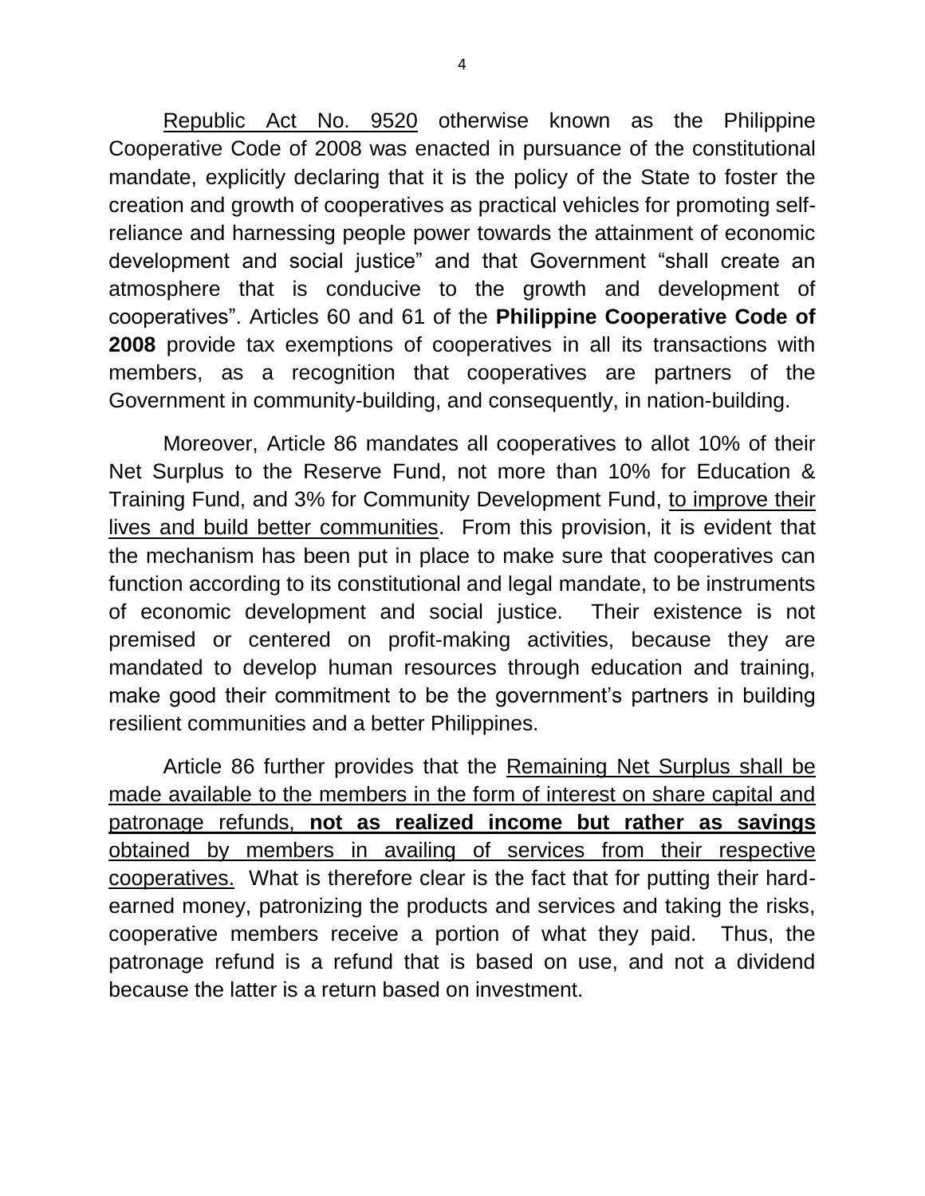Republic Act No. 9520 otherwise known as the Philippine Cooperative Code of 2008 was enacted in pursuance of the constitutional mandate, explicitly declaring that it is the policy of the State to foster the creation and growth of cooperatives as practical vehicles for promoting self-reliance and harnessing people power towards the attainment of economic development and social justice" and that Government "shall create an atmosphere that is conducive to the growth and development of cooperatives". Articles 60 and 61 of the **Philippine Cooperative Code of 2008** provide tax exemptions of cooperatives in all its transactions with members, as a recognition that cooperatives are partners of the Government in community-building, and consequently, in nation-building.

Moreover, Article 86 mandates all cooperatives to allot 10% of their Net Surplus to the Reserve Fund, not more than 10% for Education & Training Fund, and 3% for Community Development Fund, to improve their lives and build better communities. From this provision, it is evident that the mechanism has been put in place to make sure that cooperatives can function according to its constitutional and legal mandate, to be instruments of economic development and social justice. Their existence is not premised or centered on profit-making activities, because they are mandated to develop human resources through education and training, make good their commitment to be the government's partners in building resilient communities and a better Philippines.

Article 86 further provides that the Remaining Net Surplus shall be made available to the members in the form of interest on share capital and patronage refunds, **not as realized income but rather as savings** obtained by members in availing of services from their respective cooperatives. What is therefore clear is the fact that for putting their hard-earned money, patronizing the products and services and taking the risks, cooperative members receive a portion of what they paid. Thus, the patronage refund is a refund that is based on use, and not a dividend because the latter is a return based on investment.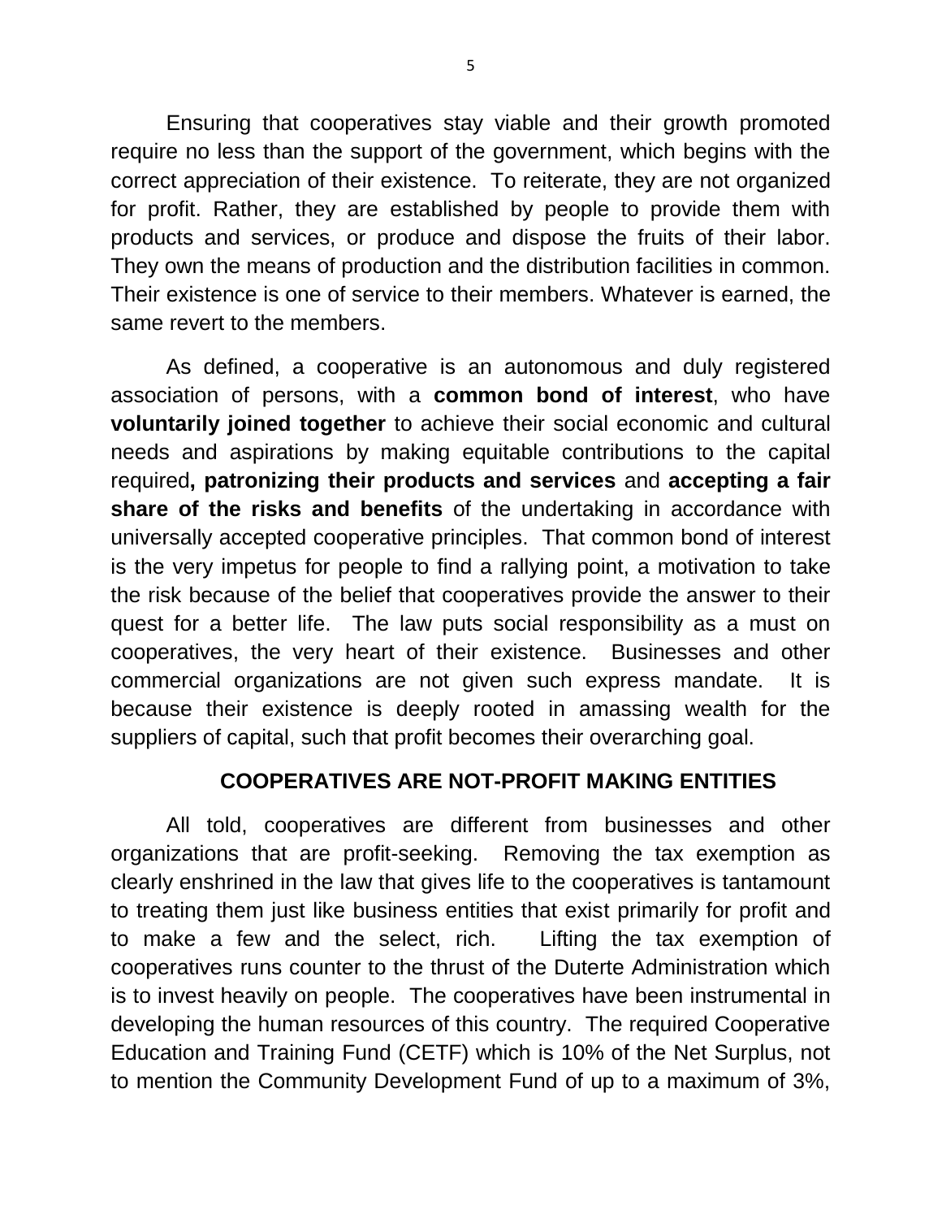Ensuring that cooperatives stay viable and their growth promoted require no less than the support of the government, which begins with the correct appreciation of their existence. To reiterate, they are not organized for profit. Rather, they are established by people to provide them with products and services, or produce and dispose the fruits of their labor. They own the means of production and the distribution facilities in common. Their existence is one of service to their members. Whatever is earned, the same revert to the members.

As defined, a cooperative is an autonomous and duly registered association of persons, with a **common bond of interest**, who have **voluntarily joined together** to achieve their social economic and cultural needs and aspirations by making equitable contributions to the capital required**, patronizing their products and services** and **accepting a fair share of the risks and benefits** of the undertaking in accordance with universally accepted cooperative principles. That common bond of interest is the very impetus for people to find a rallying point, a motivation to take the risk because of the belief that cooperatives provide the answer to their quest for a better life. The law puts social responsibility as a must on cooperatives, the very heart of their existence. Businesses and other commercial organizations are not given such express mandate. It is because their existence is deeply rooted in amassing wealth for the suppliers of capital, such that profit becomes their overarching goal.

## COOPERATIVES ARE NOT-PROFIT MAKING ENTITIES

All told, cooperatives are different from businesses and other organizations that are profit-seeking. Removing the tax exemption as clearly enshrined in the law that gives life to the cooperatives is tantamount to treating them just like business entities that exist primarily for profit and to make a few and the select, rich. Lifting the tax exemption of cooperatives runs counter to the thrust of the Duterte Administration which is to invest heavily on people. The cooperatives have been instrumental in developing the human resources of this country. The required Cooperative Education and Training Fund (CETF) which is 10% of the Net Surplus, not to mention the Community Development Fund of up to a maximum of 3%,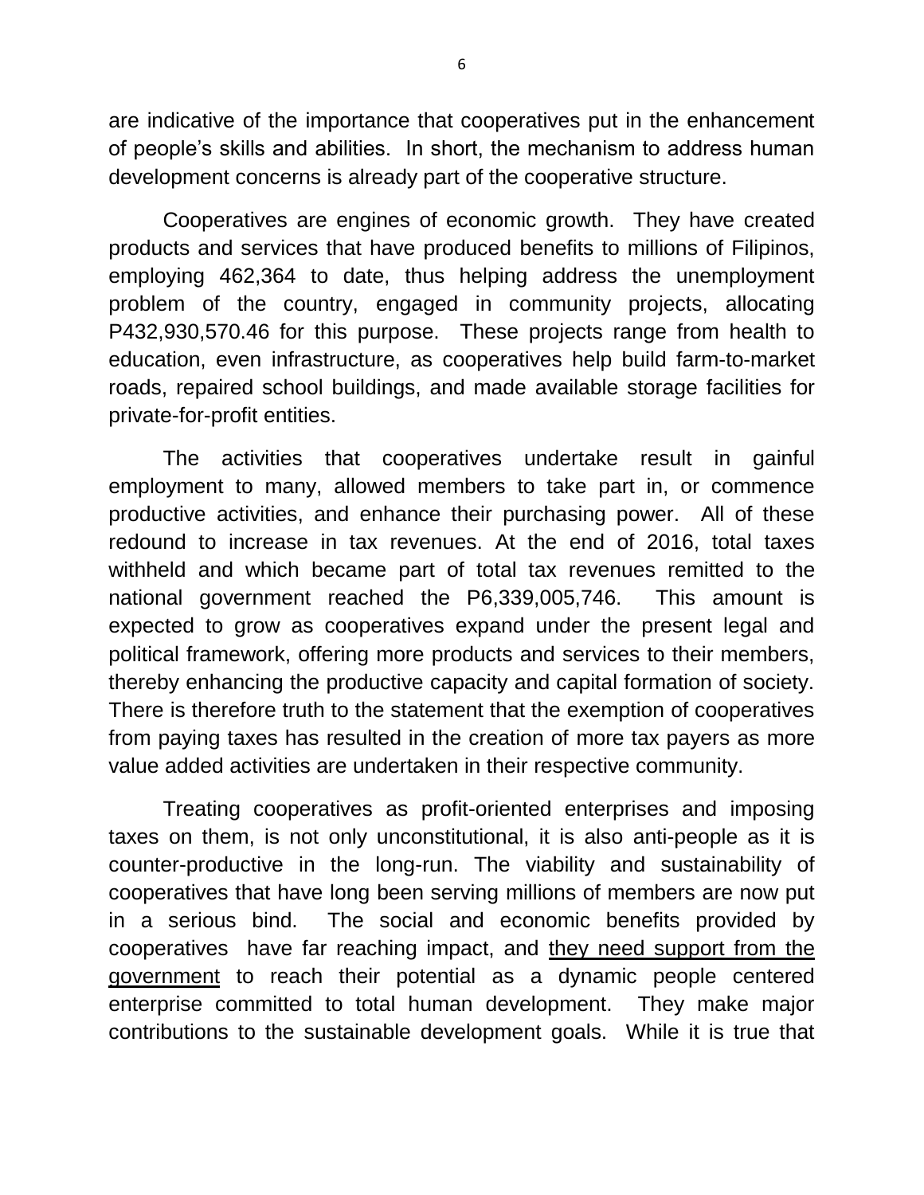are indicative of the importance that cooperatives put in the enhancement of people's skills and abilities. In short, the mechanism to address human development concerns is already part of the cooperative structure.

Cooperatives are engines of economic growth. They have created products and services that have produced benefits to millions of Filipinos, employing 462,364 to date, thus helping address the unemployment problem of the country, engaged in community projects, allocating P432,930,570.46 for this purpose. These projects range from health to education, even infrastructure, as cooperatives help build farm-to-market roads, repaired school buildings, and made available storage facilities for private-for-profit entities.

The activities that cooperatives undertake result in gainful employment to many, allowed members to take part in, or commence productive activities, and enhance their purchasing power. All of these redound to increase in tax revenues. At the end of 2016, total taxes withheld and which became part of total tax revenues remitted to the national government reached the P6,339,005,746. This amount is expected to grow as cooperatives expand under the present legal and political framework, offering more products and services to their members, thereby enhancing the productive capacity and capital formation of society. There is therefore truth to the statement that the exemption of cooperatives from paying taxes has resulted in the creation of more tax payers as more value added activities are undertaken in their respective community.

Treating cooperatives as profit-oriented enterprises and imposing taxes on them, is not only unconstitutional, it is also anti-people as it is counter-productive in the long-run. The viability and sustainability of cooperatives that have long been serving millions of members are now put in a serious bind. The social and economic benefits provided by cooperatives have far reaching impact, and <u>they need support from the government</u> to reach their potential as a dynamic people centered enterprise committed to total human development. They make major contributions to the sustainable development goals. While it is true that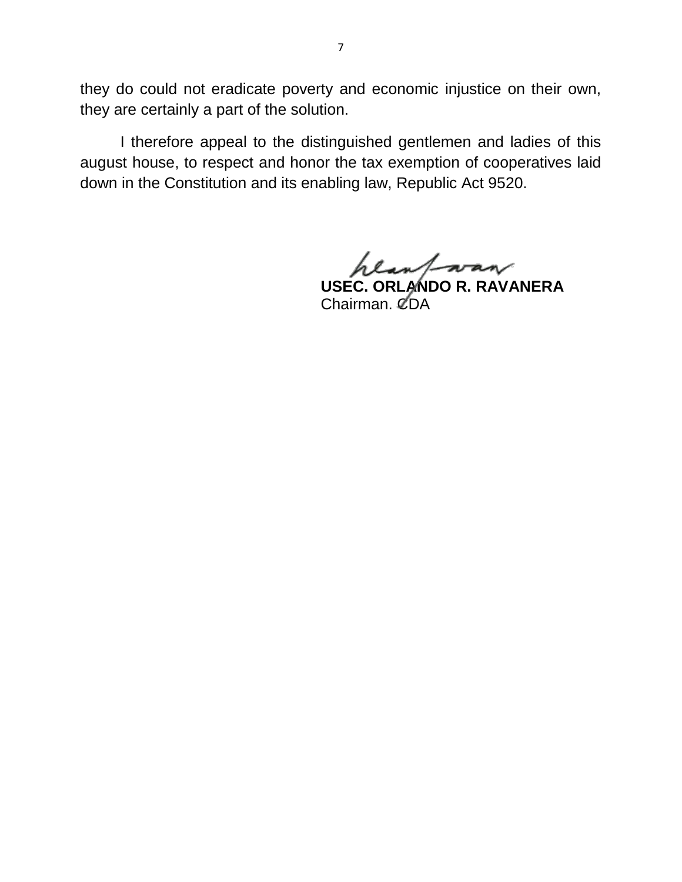they do could not eradicate poverty and economic injustice on their own, they are certainly a part of the solution.

I therefore appeal to the distinguished gentlemen and ladies of this august house, to respect and honor the tax exemption of cooperatives laid down in the Constitution and its enabling law, Republic Act 9520.

**USEC. ORLANDO R. RAVANERA**
Chairman. CDA